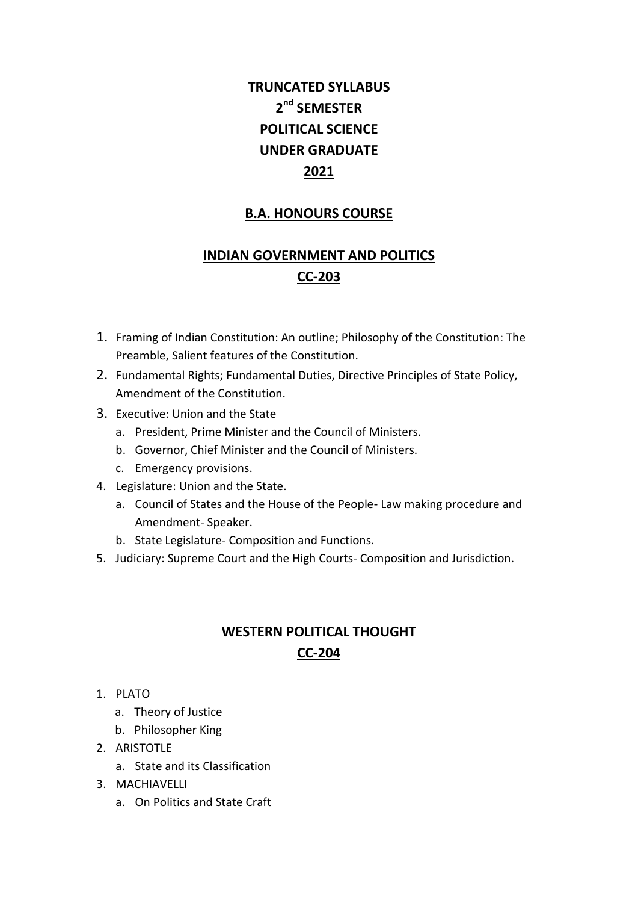# TRUNCATED SYLLABUS
# 2nd SEMESTER
# POLITICAL SCIENCE
# UNDER GRADUATE
# 2021

## B.A. HONOURS COURSE

## INDIAN GOVERNMENT AND POLITICS
## CC-203

1. Framing of Indian Constitution: An outline; Philosophy of the Constitution: The Preamble, Salient features of the Constitution.
2. Fundamental Rights; Fundamental Duties, Directive Principles of State Policy, Amendment of the Constitution.
3. Executive: Union and the State
   a. President, Prime Minister and the Council of Ministers.
   b. Governor, Chief Minister and the Council of Ministers.
   c. Emergency provisions.
4. Legislature: Union and the State.
   a. Council of States and the House of the People- Law making procedure and Amendment- Speaker.
   b. State Legislature- Composition and Functions.
5. Judiciary: Supreme Court and the High Courts- Composition and Jurisdiction.

## WESTERN POLITICAL THOUGHT
## CC-204

1. PLATO
   a. Theory of Justice
   b. Philosopher King
2. ARISTOTLE
   a. State and its Classification
3. MACHIAVELLI
   a. On Politics and State Craft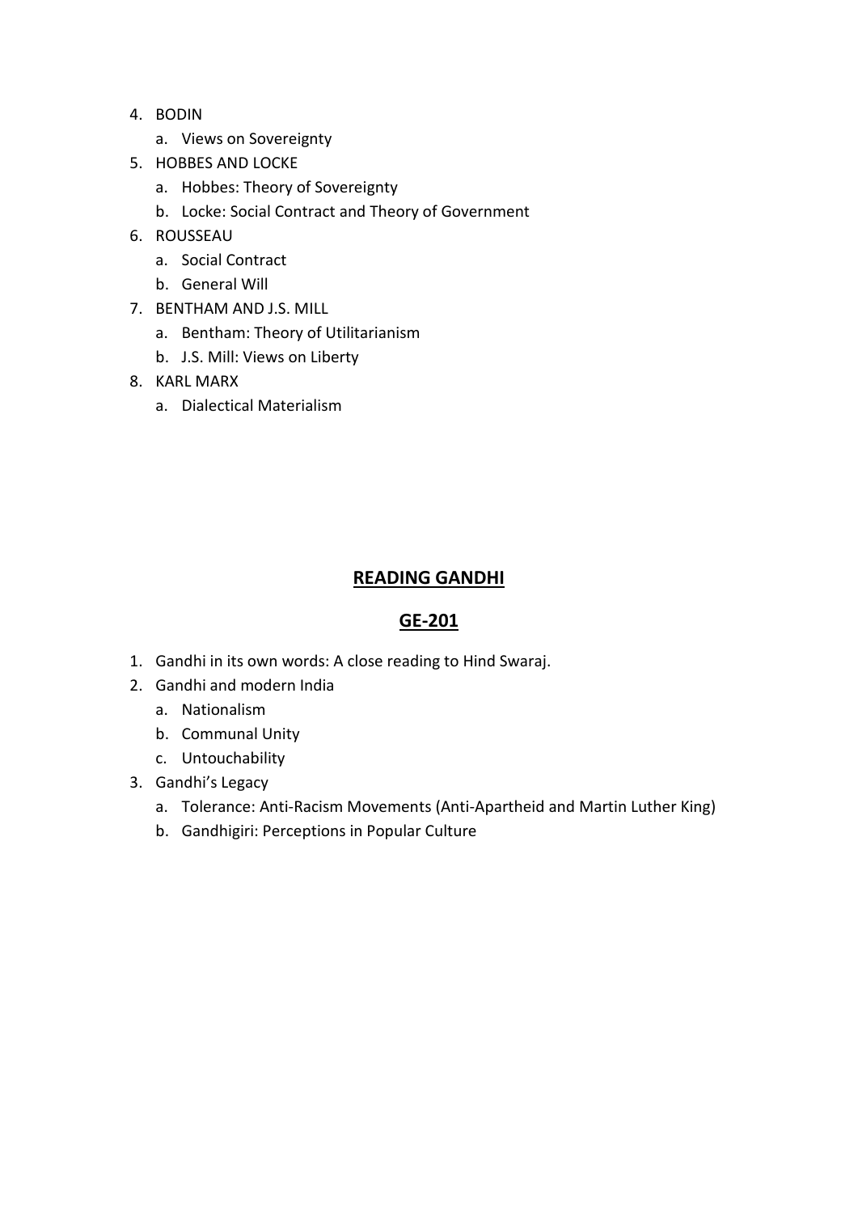4. BODIN
    a. Views on Sovereignty
5. HOBBES AND LOCKE
    a. Hobbes: Theory of Sovereignty
    b. Locke: Social Contract and Theory of Government
6. ROUSSEAU
    a. Social Contract
    b. General Will
7. BENTHAM AND J.S. MILL
    a. Bentham: Theory of Utilitarianism
    b. J.S. Mill: Views on Liberty
8. KARL MARX
    a. Dialectical Materialism

## READING GANDHI

## GE-201

1. Gandhi in its own words: A close reading to Hind Swaraj.
2. Gandhi and modern India
    a. Nationalism
    b. Communal Unity
    c. Untouchability
3. Gandhi's Legacy
    a. Tolerance: Anti-Racism Movements (Anti-Apartheid and Martin Luther King)
    b. Gandhigiri: Perceptions in Popular Culture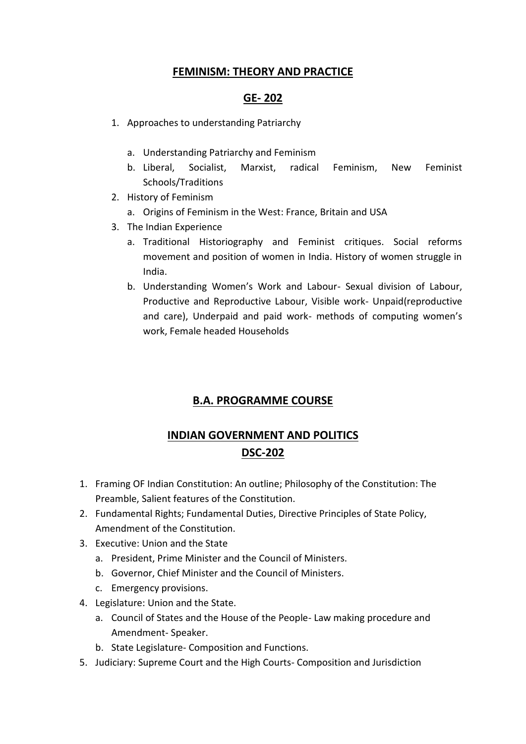## FEMINISM: THEORY AND PRACTICE

## GE- 202

1. Approaches to understanding Patriarchy
   a. Understanding Patriarchy and Feminism
   b. Liberal, Socialist, Marxist, radical Feminism, New Feminist Schools/Traditions
2. History of Feminism
   a. Origins of Feminism in the West: France, Britain and USA
3. The Indian Experience
   a. Traditional Historiography and Feminist critiques. Social reforms movement and position of women in India. History of women struggle in India.
   b. Understanding Women's Work and Labour- Sexual division of Labour, Productive and Reproductive Labour, Visible work- Unpaid(reproductive and care), Underpaid and paid work- methods of computing women's work, Female headed Households

## B.A. PROGRAMME COURSE

## INDIAN GOVERNMENT AND POLITICS

## DSC-202

1. Framing OF Indian Constitution: An outline; Philosophy of the Constitution: The Preamble, Salient features of the Constitution.
2. Fundamental Rights; Fundamental Duties, Directive Principles of State Policy, Amendment of the Constitution.
3. Executive: Union and the State
   a. President, Prime Minister and the Council of Ministers.
   b. Governor, Chief Minister and the Council of Ministers.
   c. Emergency provisions.
4. Legislature: Union and the State.
   a. Council of States and the House of the People- Law making procedure and Amendment- Speaker.
   b. State Legislature- Composition and Functions.
5. Judiciary: Supreme Court and the High Courts- Composition and Jurisdiction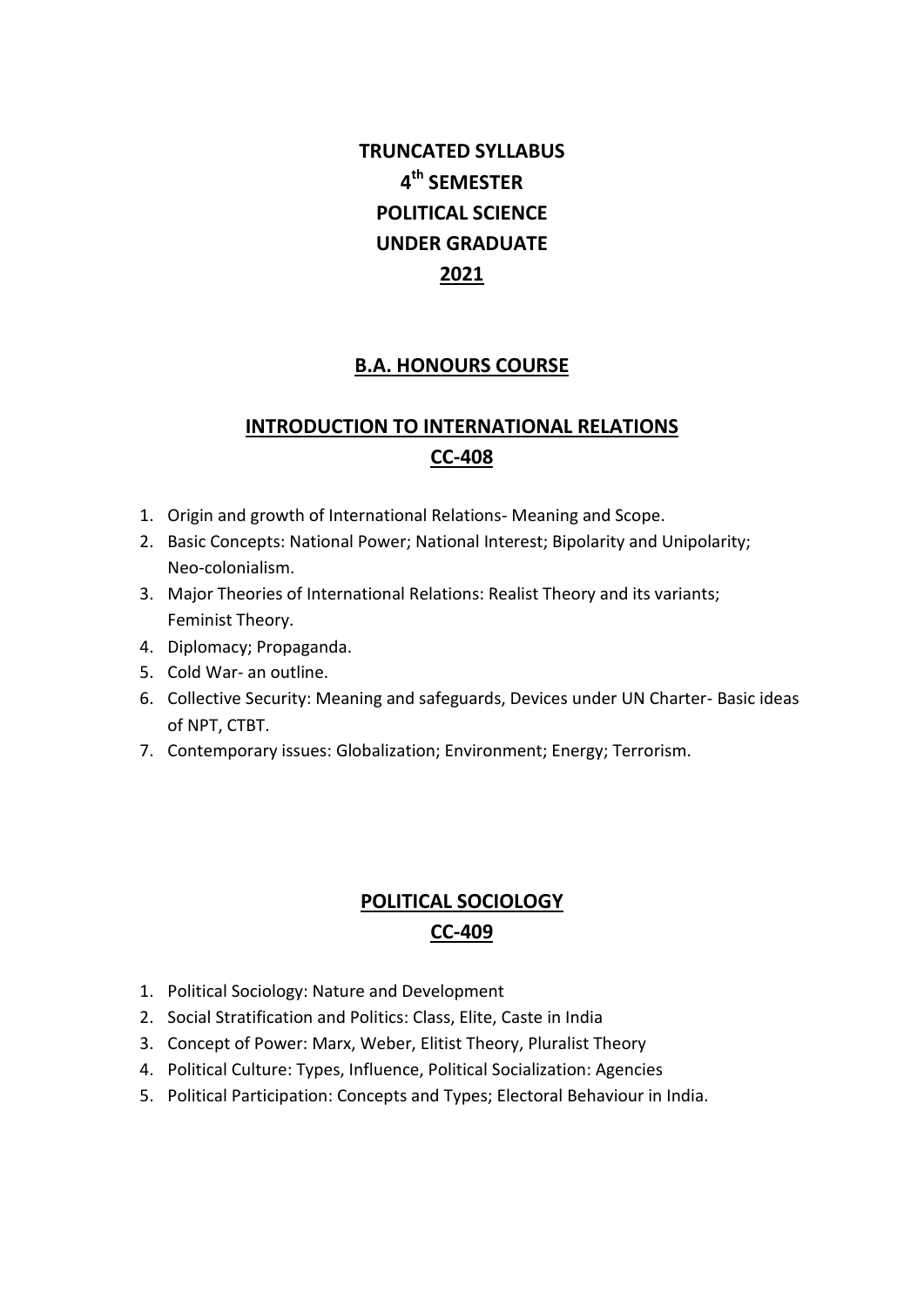# TRUNCATED SYLLABUS
# 4th SEMESTER
# POLITICAL SCIENCE
# UNDER GRADUATE
# 2021

## B.A. HONOURS COURSE

## INTRODUCTION TO INTERNATIONAL RELATIONS
## CC-408

1. Origin and growth of International Relations- Meaning and Scope.
2. Basic Concepts: National Power; National Interest; Bipolarity and Unipolarity; Neo-colonialism.
3. Major Theories of International Relations: Realist Theory and its variants; Feminist Theory.
4. Diplomacy; Propaganda.
5. Cold War- an outline.
6. Collective Security: Meaning and safeguards, Devices under UN Charter- Basic ideas of NPT, CTBT.
7. Contemporary issues: Globalization; Environment; Energy; Terrorism.

## POLITICAL SOCIOLOGY
## CC-409

1. Political Sociology: Nature and Development
2. Social Stratification and Politics: Class, Elite, Caste in India
3. Concept of Power: Marx, Weber, Elitist Theory, Pluralist Theory
4. Political Culture: Types, Influence, Political Socialization: Agencies
5. Political Participation: Concepts and Types; Electoral Behaviour in India.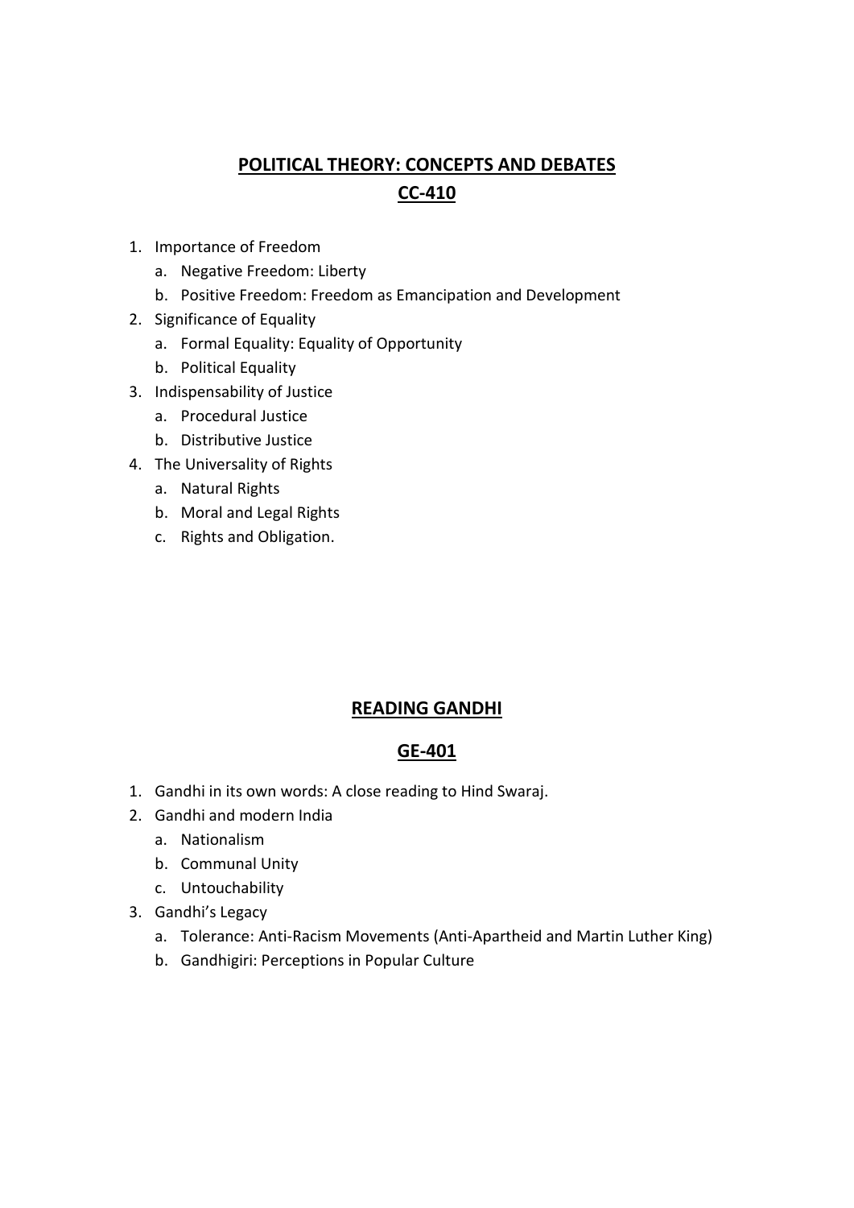## **POLITICAL THEORY: CONCEPTS AND DEBATES**

## **CC-410**

1. Importance of Freedom
   a. Negative Freedom: Liberty
   b. Positive Freedom: Freedom as Emancipation and Development
2. Significance of Equality
   a. Formal Equality: Equality of Opportunity
   b. Political Equality
3. Indispensability of Justice
   a. Procedural Justice
   b. Distributive Justice
4. The Universality of Rights
   a. Natural Rights
   b. Moral and Legal Rights
   c. Rights and Obligation.

## **READING GANDHI**

## **GE-401**

1. Gandhi in its own words: A close reading to Hind Swaraj.
2. Gandhi and modern India
   a. Nationalism
   b. Communal Unity
   c. Untouchability
3. Gandhi's Legacy
   a. Tolerance: Anti-Racism Movements (Anti-Apartheid and Martin Luther King)
   b. Gandhigiri: Perceptions in Popular Culture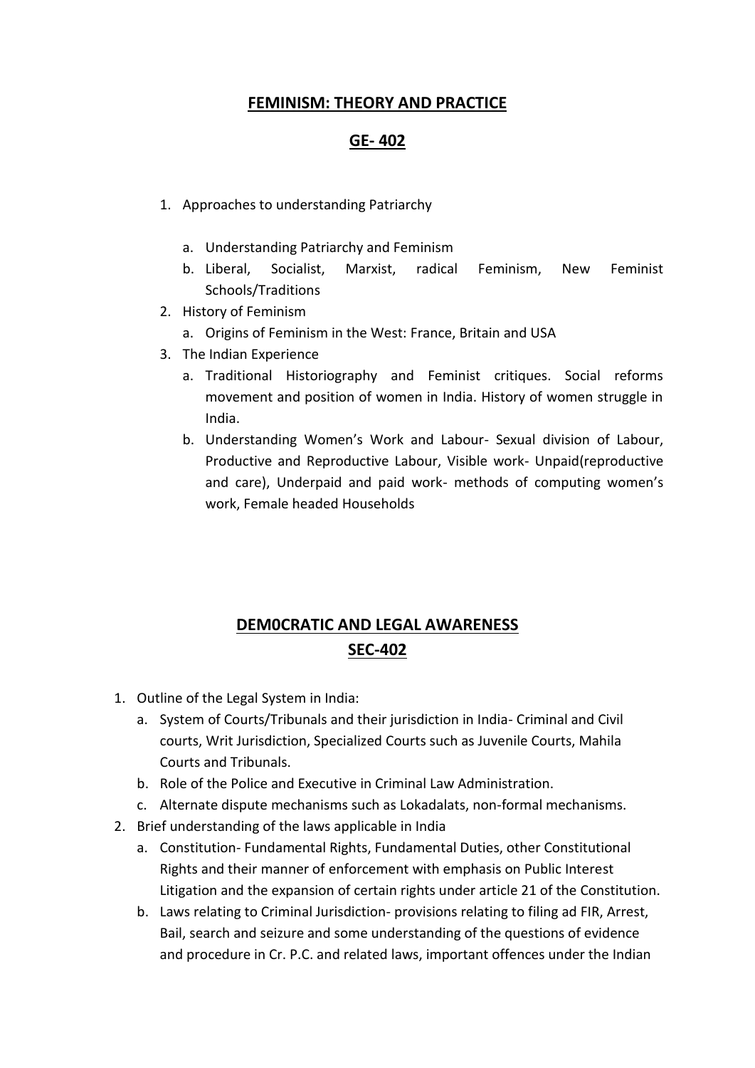## FEMINISM: THEORY AND PRACTICE

## GE- 402

1. Approaches to understanding Patriarchy
   a. Understanding Patriarchy and Feminism
   b. Liberal, Socialist, Marxist, radical Feminism, New Feminist Schools/Traditions
2. History of Feminism
   a. Origins of Feminism in the West: France, Britain and USA
3. The Indian Experience
   a. Traditional Historiography and Feminist critiques. Social reforms movement and position of women in India. History of women struggle in India.
   b. Understanding Women's Work and Labour- Sexual division of Labour, Productive and Reproductive Labour, Visible work- Unpaid(reproductive and care), Underpaid and paid work- methods of computing women's work, Female headed Households

## DEM0CRATIC AND LEGAL AWARENESS

## SEC-402

1. Outline of the Legal System in India:
   a. System of Courts/Tribunals and their jurisdiction in India- Criminal and Civil courts, Writ Jurisdiction, Specialized Courts such as Juvenile Courts, Mahila Courts and Tribunals.
   b. Role of the Police and Executive in Criminal Law Administration.
   c. Alternate dispute mechanisms such as Lokadalats, non-formal mechanisms.
2. Brief understanding of the laws applicable in India
   a. Constitution- Fundamental Rights, Fundamental Duties, other Constitutional Rights and their manner of enforcement with emphasis on Public Interest Litigation and the expansion of certain rights under article 21 of the Constitution.
   b. Laws relating to Criminal Jurisdiction- provisions relating to filing ad FIR, Arrest, Bail, search and seizure and some understanding of the questions of evidence and procedure in Cr. P.C. and related laws, important offences under the Indian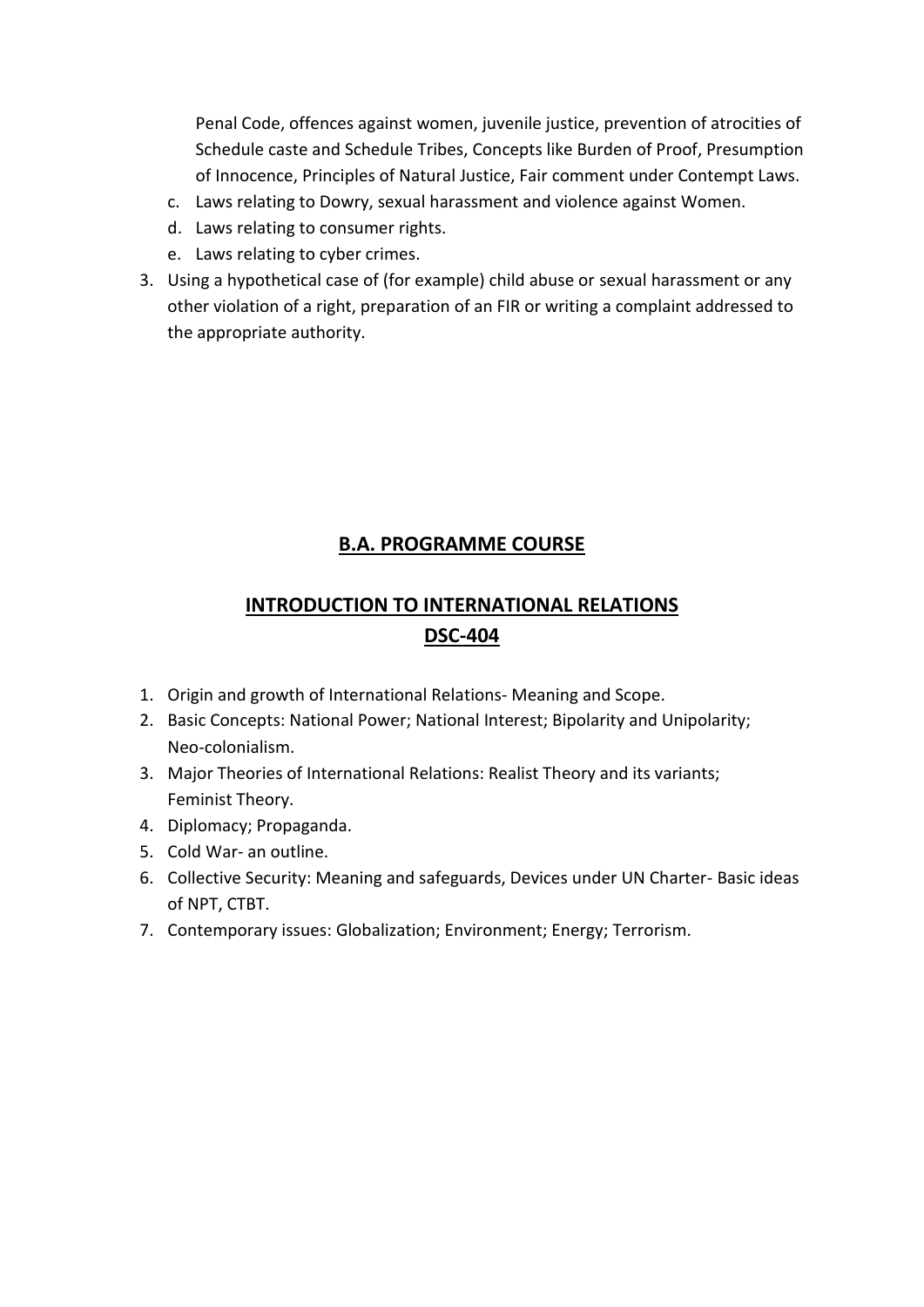Penal Code, offences against women, juvenile justice, prevention of atrocities of Schedule caste and Schedule Tribes, Concepts like Burden of Proof, Presumption of Innocence, Principles of Natural Justice, Fair comment under Contempt Laws.

   c. Laws relating to Dowry, sexual harassment and violence against Women.
   d. Laws relating to consumer rights.
   e. Laws relating to cyber crimes.

3. Using a hypothetical case of (for example) child abuse or sexual harassment or any other violation of a right, preparation of an FIR or writing a complaint addressed to the appropriate authority.

## **B.A. PROGRAMME COURSE**

## **INTRODUCTION TO INTERNATIONAL RELATIONS**
## **DSC-404**

1. Origin and growth of International Relations- Meaning and Scope.
2. Basic Concepts: National Power; National Interest; Bipolarity and Unipolarity; Neo-colonialism.
3. Major Theories of International Relations: Realist Theory and its variants; Feminist Theory.
4. Diplomacy; Propaganda.
5. Cold War- an outline.
6. Collective Security: Meaning and safeguards, Devices under UN Charter- Basic ideas of NPT, CTBT.
7. Contemporary issues: Globalization; Environment; Energy; Terrorism.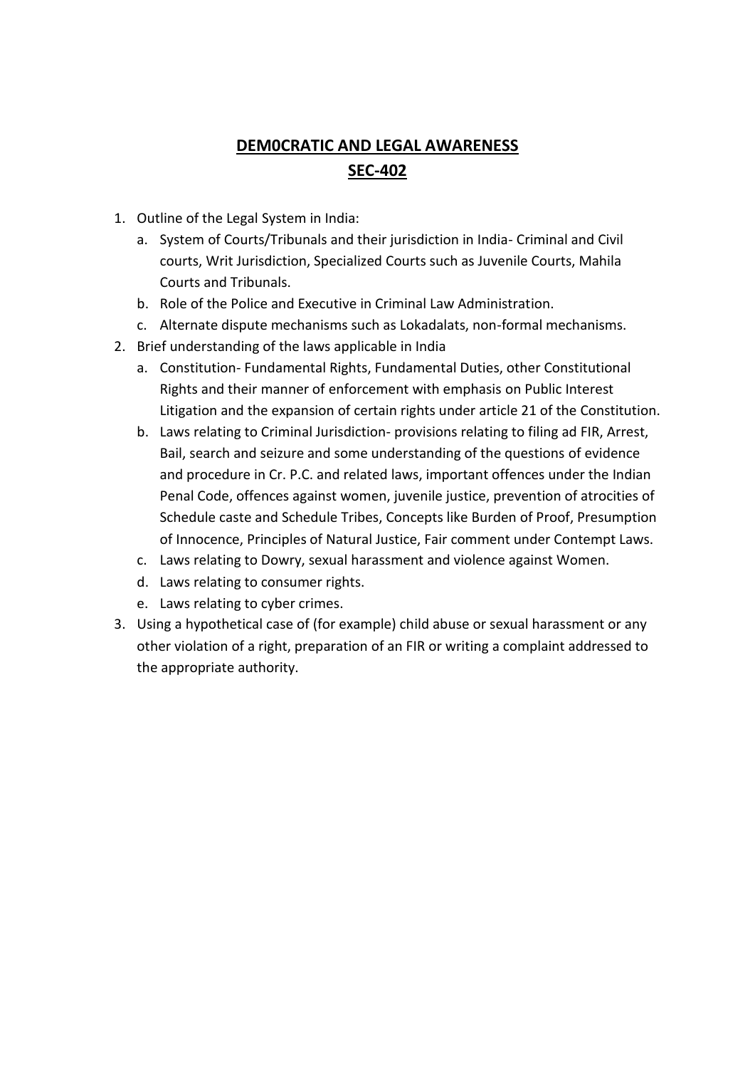# DEM0CRATIC AND LEGAL AWARENESS

## SEC-402

1. Outline of the Legal System in India:
   a. System of Courts/Tribunals and their jurisdiction in India- Criminal and Civil courts, Writ Jurisdiction, Specialized Courts such as Juvenile Courts, Mahila Courts and Tribunals.
   b. Role of the Police and Executive in Criminal Law Administration.
   c. Alternate dispute mechanisms such as Lokadalats, non-formal mechanisms.
2. Brief understanding of the laws applicable in India
   a. Constitution- Fundamental Rights, Fundamental Duties, other Constitutional Rights and their manner of enforcement with emphasis on Public Interest Litigation and the expansion of certain rights under article 21 of the Constitution.
   b. Laws relating to Criminal Jurisdiction- provisions relating to filing ad FIR, Arrest, Bail, search and seizure and some understanding of the questions of evidence and procedure in Cr. P.C. and related laws, important offences under the Indian Penal Code, offences against women, juvenile justice, prevention of atrocities of Schedule caste and Schedule Tribes, Concepts like Burden of Proof, Presumption of Innocence, Principles of Natural Justice, Fair comment under Contempt Laws.
   c. Laws relating to Dowry, sexual harassment and violence against Women.
   d. Laws relating to consumer rights.
   e. Laws relating to cyber crimes.
3. Using a hypothetical case of (for example) child abuse or sexual harassment or any other violation of a right, preparation of an FIR or writing a complaint addressed to the appropriate authority.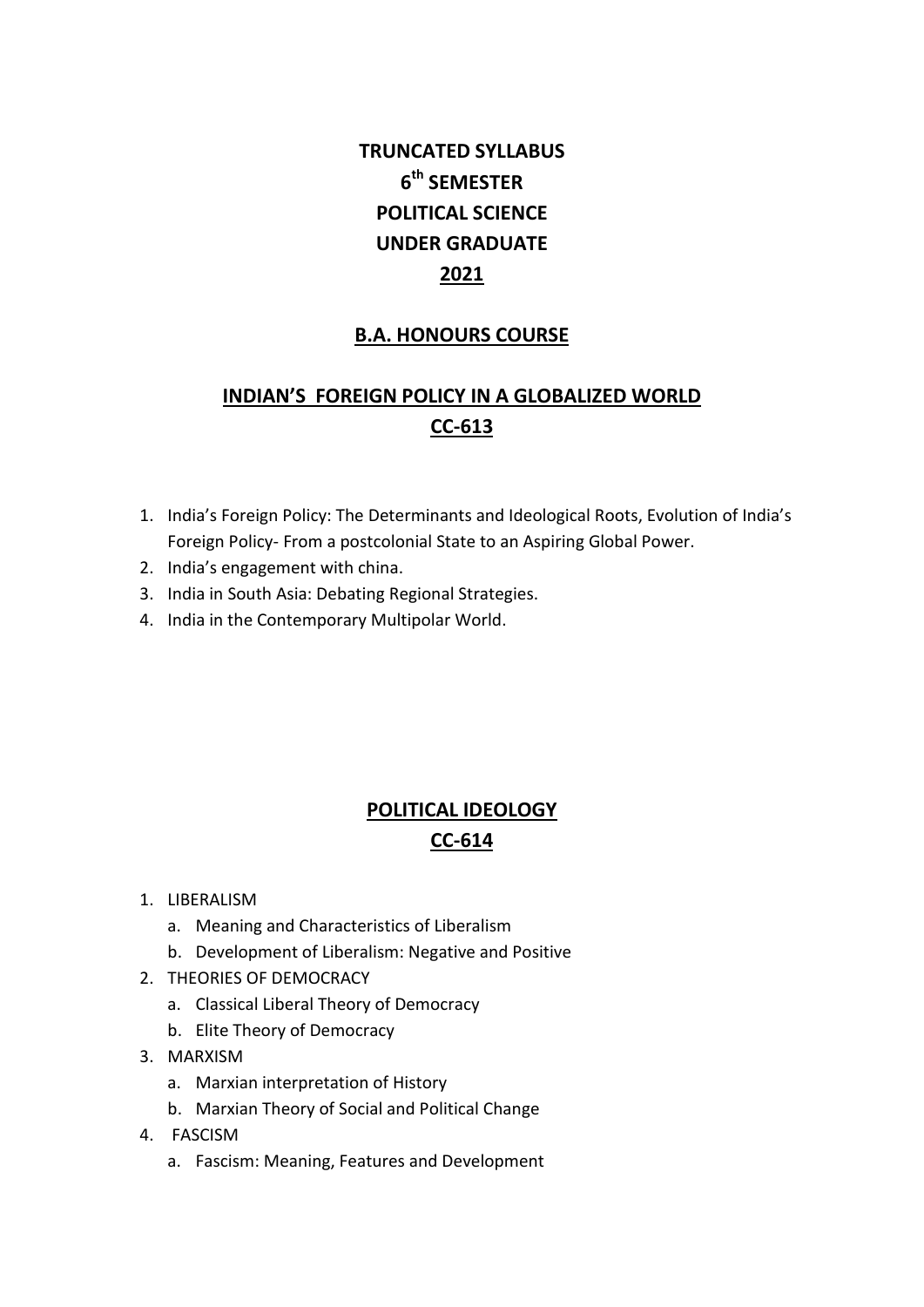# TRUNCATED SYLLABUS
# 6th SEMESTER
# POLITICAL SCIENCE
# UNDER GRADUATE
# 2021

## B.A. HONOURS COURSE

## INDIAN'S FOREIGN POLICY IN A GLOBALIZED WORLD
## CC-613

1. India's Foreign Policy: The Determinants and Ideological Roots, Evolution of India's Foreign Policy- From a postcolonial State to an Aspiring Global Power.
2. India's engagement with china.
3. India in South Asia: Debating Regional Strategies.
4. India in the Contemporary Multipolar World.

## POLITICAL IDEOLOGY
## CC-614

1. LIBERALISM
   a. Meaning and Characteristics of Liberalism
   b. Development of Liberalism: Negative and Positive
2. THEORIES OF DEMOCRACY
   a. Classical Liberal Theory of Democracy
   b. Elite Theory of Democracy
3. MARXISM
   a. Marxian interpretation of History
   b. Marxian Theory of Social and Political Change
4. FASCISM
   a. Fascism: Meaning, Features and Development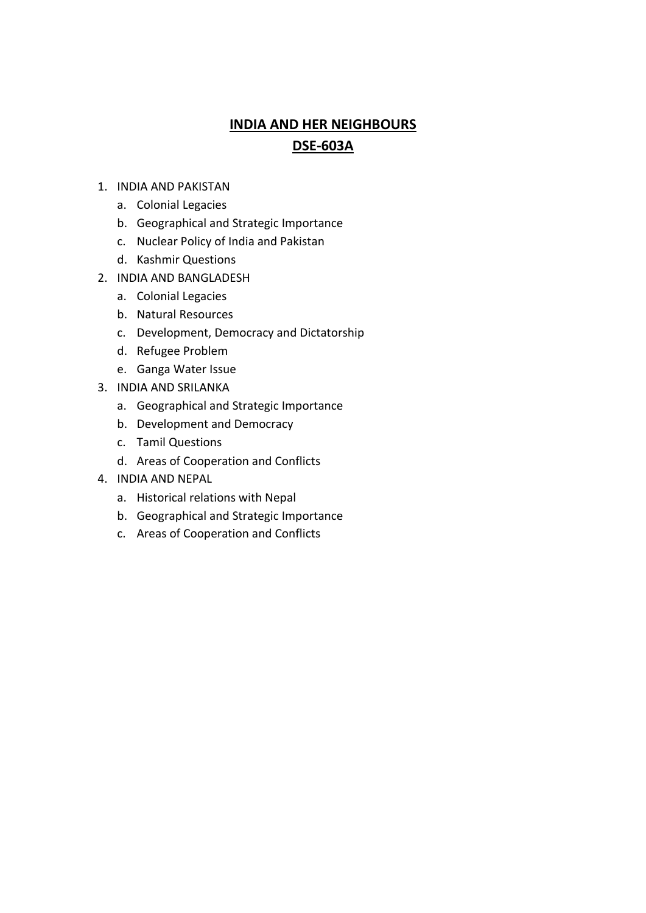# INDIA AND HER NEIGHBOURS

## DSE-603A

1. INDIA AND PAKISTAN
    a. Colonial Legacies
    b. Geographical and Strategic Importance
    c. Nuclear Policy of India and Pakistan
    d. Kashmir Questions
2. INDIA AND BANGLADESH
    a. Colonial Legacies
    b. Natural Resources
    c. Development, Democracy and Dictatorship
    d. Refugee Problem
    e. Ganga Water Issue
3. INDIA AND SRILANKA
    a. Geographical and Strategic Importance
    b. Development and Democracy
    c. Tamil Questions
    d. Areas of Cooperation and Conflicts
4. INDIA AND NEPAL
    a. Historical relations with Nepal
    b. Geographical and Strategic Importance
    c. Areas of Cooperation and Conflicts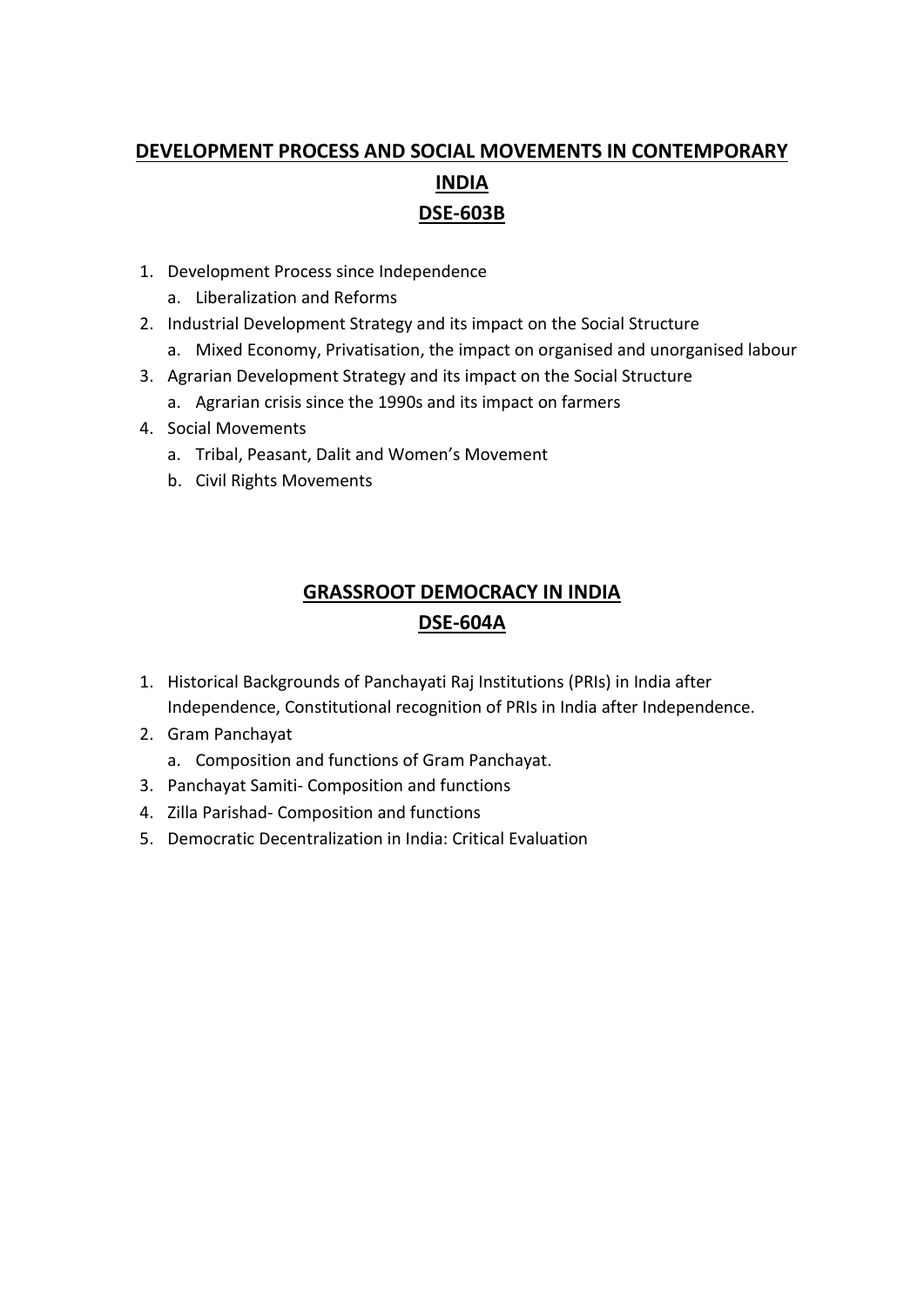## DEVELOPMENT PROCESS AND SOCIAL MOVEMENTS IN CONTEMPORARY INDIA

## DSE-603B

1. Development Process since Independence
   a. Liberalization and Reforms
2. Industrial Development Strategy and its impact on the Social Structure
   a. Mixed Economy, Privatisation, the impact on organised and unorganised labour
3. Agrarian Development Strategy and its impact on the Social Structure
   a. Agrarian crisis since the 1990s and its impact on farmers
4. Social Movements
   a. Tribal, Peasant, Dalit and Women's Movement
   b. Civil Rights Movements

## GRASSROOT DEMOCRACY IN INDIA

## DSE-604A

1. Historical Backgrounds of Panchayati Raj Institutions (PRIs) in India after Independence, Constitutional recognition of PRIs in India after Independence.
2. Gram Panchayat
   a. Composition and functions of Gram Panchayat.
3. Panchayat Samiti- Composition and functions
4. Zilla Parishad- Composition and functions
5. Democratic Decentralization in India: Critical Evaluation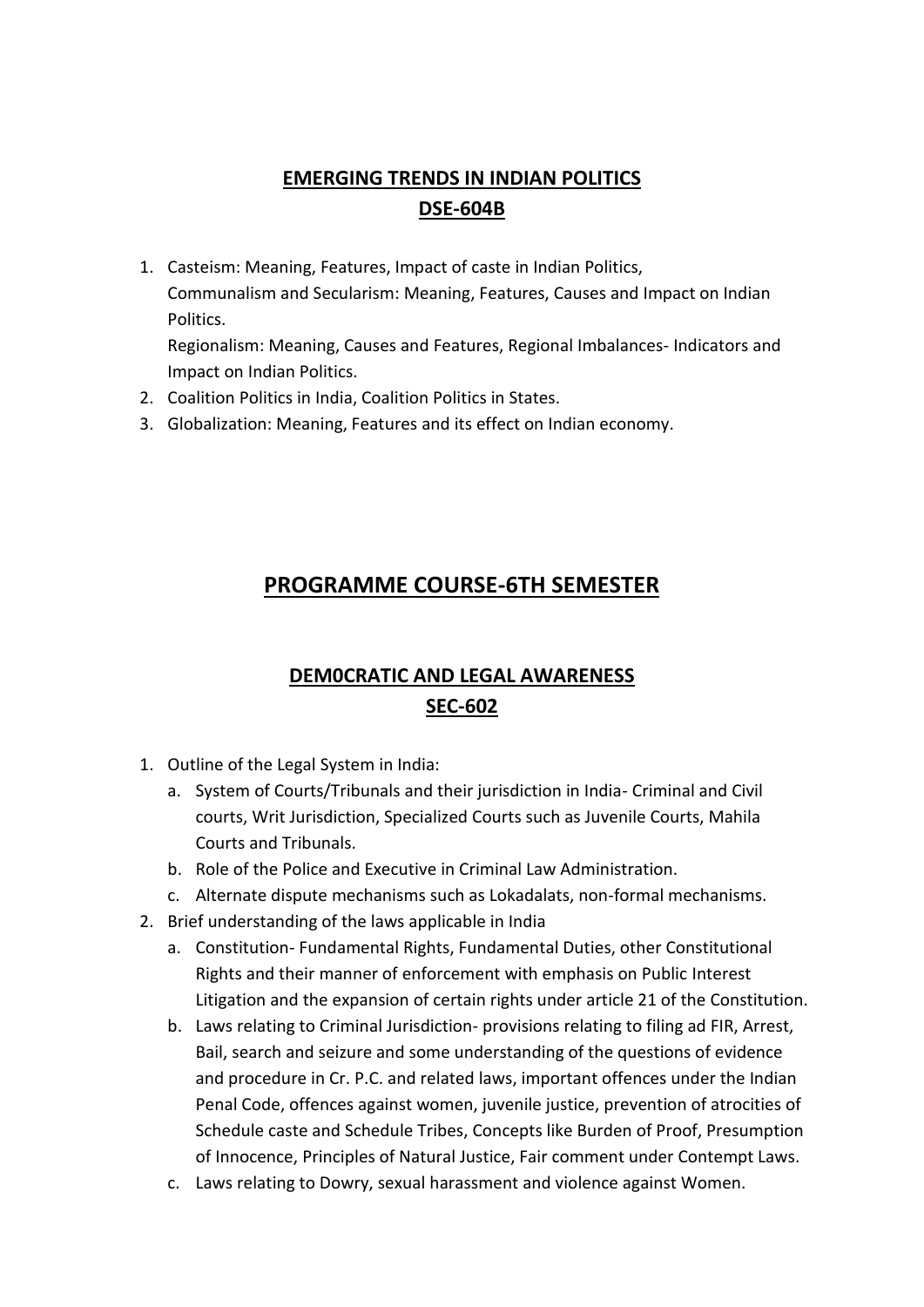## EMERGING TRENDS IN INDIAN POLITICS
## DSE-604B

1. Casteism: Meaning, Features, Impact of caste in Indian Politics,
   Communalism and Secularism: Meaning, Features, Causes and Impact on Indian Politics.
   Regionalism: Meaning, Causes and Features, Regional Imbalances- Indicators and Impact on Indian Politics.
2. Coalition Politics in India, Coalition Politics in States.
3. Globalization: Meaning, Features and its effect on Indian economy.

# PROGRAMME COURSE-6TH SEMESTER

## DEM0CRATIC AND LEGAL AWARENESS
## SEC-602

1. Outline of the Legal System in India:
   a. System of Courts/Tribunals and their jurisdiction in India- Criminal and Civil courts, Writ Jurisdiction, Specialized Courts such as Juvenile Courts, Mahila Courts and Tribunals.
   b. Role of the Police and Executive in Criminal Law Administration.
   c. Alternate dispute mechanisms such as Lokadalats, non-formal mechanisms.
2. Brief understanding of the laws applicable in India
   a. Constitution- Fundamental Rights, Fundamental Duties, other Constitutional Rights and their manner of enforcement with emphasis on Public Interest Litigation and the expansion of certain rights under article 21 of the Constitution.
   b. Laws relating to Criminal Jurisdiction- provisions relating to filing ad FIR, Arrest, Bail, search and seizure and some understanding of the questions of evidence and procedure in Cr. P.C. and related laws, important offences under the Indian Penal Code, offences against women, juvenile justice, prevention of atrocities of Schedule caste and Schedule Tribes, Concepts like Burden of Proof, Presumption of Innocence, Principles of Natural Justice, Fair comment under Contempt Laws.
   c. Laws relating to Dowry, sexual harassment and violence against Women.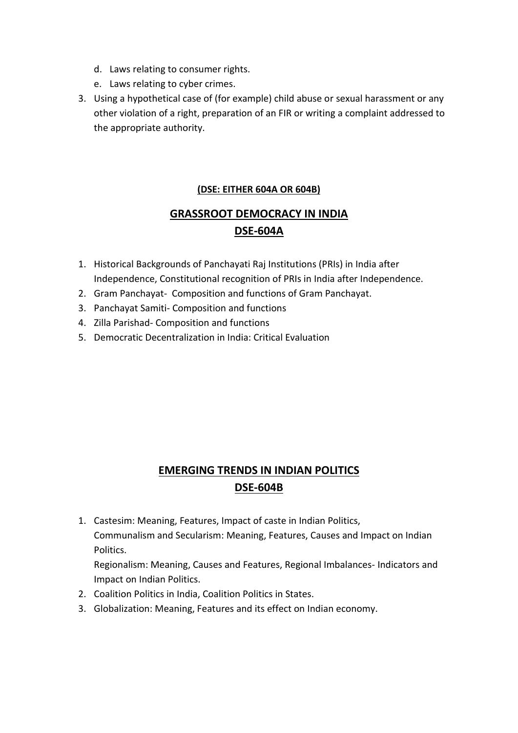d. Laws relating to consumer rights.

e. Laws relating to cyber crimes.

3. Using a hypothetical case of (for example) child abuse or sexual harassment or any other violation of a right, preparation of an FIR or writing a complaint addressed to the appropriate authority.

**(DSE: EITHER 604A OR 604B)**

## GRASSROOT DEMOCRACY IN INDIA
## DSE-604A

1. Historical Backgrounds of Panchayati Raj Institutions (PRIs) in India after Independence, Constitutional recognition of PRIs in India after Independence.
2. Gram Panchayat- Composition and functions of Gram Panchayat.
3. Panchayat Samiti- Composition and functions
4. Zilla Parishad- Composition and functions
5. Democratic Decentralization in India: Critical Evaluation

## EMERGING TRENDS IN INDIAN POLITICS
## DSE-604B

1. Castesim: Meaning, Features, Impact of caste in Indian Politics,
   Communalism and Secularism: Meaning, Features, Causes and Impact on Indian Politics.
   Regionalism: Meaning, Causes and Features, Regional Imbalances- Indicators and Impact on Indian Politics.
2. Coalition Politics in India, Coalition Politics in States.
3. Globalization: Meaning, Features and its effect on Indian economy.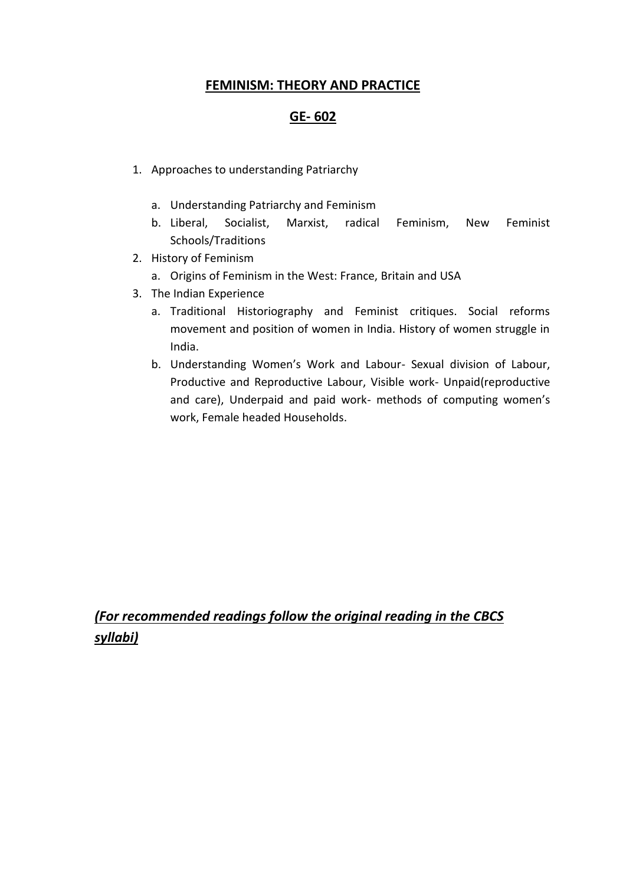## **FEMINISM: THEORY AND PRACTICE**

## **GE- 602**

1. Approaches to understanding Patriarchy
   a. Understanding Patriarchy and Feminism
   b. Liberal, Socialist, Marxist, radical Feminism, New Feminist Schools/Traditions
2. History of Feminism
   a. Origins of Feminism in the West: France, Britain and USA
3. The Indian Experience
   a. Traditional Historiography and Feminist critiques. Social reforms movement and position of women in India. History of women struggle in India.
   b. Understanding Women's Work and Labour- Sexual division of Labour, Productive and Reproductive Labour, Visible work- Unpaid(reproductive and care), Underpaid and paid work- methods of computing women's work, Female headed Households.

***(For recommended readings follow the original reading in the CBCS syllabi)***